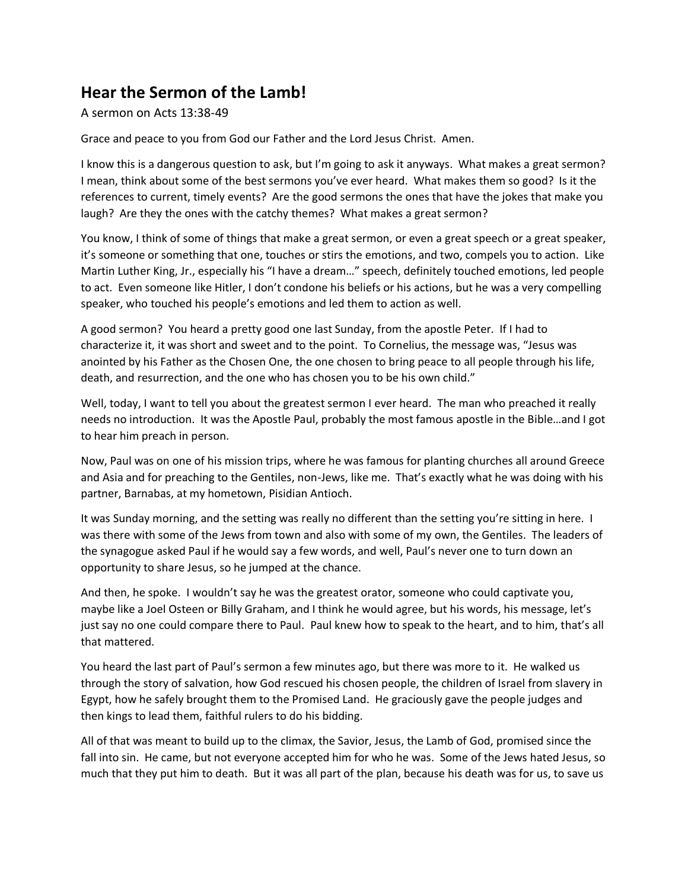# Hear the Sermon of the Lamb!

A sermon on Acts 13:38-49

Grace and peace to you from God our Father and the Lord Jesus Christ. Amen.

I know this is a dangerous question to ask, but I'm going to ask it anyways. What makes a great sermon? I mean, think about some of the best sermons you've ever heard. What makes them so good? Is it the references to current, timely events? Are the good sermons the ones that have the jokes that make you laugh? Are they the ones with the catchy themes? What makes a great sermon?

You know, I think of some of things that make a great sermon, or even a great speech or a great speaker, it's someone or something that one, touches or stirs the emotions, and two, compels you to action. Like Martin Luther King, Jr., especially his "I have a dream…" speech, definitely touched emotions, led people to act. Even someone like Hitler, I don't condone his beliefs or his actions, but he was a very compelling speaker, who touched his people's emotions and led them to action as well.

A good sermon? You heard a pretty good one last Sunday, from the apostle Peter. If I had to characterize it, it was short and sweet and to the point. To Cornelius, the message was, "Jesus was anointed by his Father as the Chosen One, the one chosen to bring peace to all people through his life, death, and resurrection, and the one who has chosen you to be his own child."

Well, today, I want to tell you about the greatest sermon I ever heard. The man who preached it really needs no introduction. It was the Apostle Paul, probably the most famous apostle in the Bible…and I got to hear him preach in person.

Now, Paul was on one of his mission trips, where he was famous for planting churches all around Greece and Asia and for preaching to the Gentiles, non-Jews, like me. That's exactly what he was doing with his partner, Barnabas, at my hometown, Pisidian Antioch.

It was Sunday morning, and the setting was really no different than the setting you're sitting in here. I was there with some of the Jews from town and also with some of my own, the Gentiles. The leaders of the synagogue asked Paul if he would say a few words, and well, Paul's never one to turn down an opportunity to share Jesus, so he jumped at the chance.

And then, he spoke. I wouldn't say he was the greatest orator, someone who could captivate you, maybe like a Joel Osteen or Billy Graham, and I think he would agree, but his words, his message, let's just say no one could compare there to Paul. Paul knew how to speak to the heart, and to him, that's all that mattered.

You heard the last part of Paul's sermon a few minutes ago, but there was more to it. He walked us through the story of salvation, how God rescued his chosen people, the children of Israel from slavery in Egypt, how he safely brought them to the Promised Land. He graciously gave the people judges and then kings to lead them, faithful rulers to do his bidding.

All of that was meant to build up to the climax, the Savior, Jesus, the Lamb of God, promised since the fall into sin. He came, but not everyone accepted him for who he was. Some of the Jews hated Jesus, so much that they put him to death. But it was all part of the plan, because his death was for us, to save us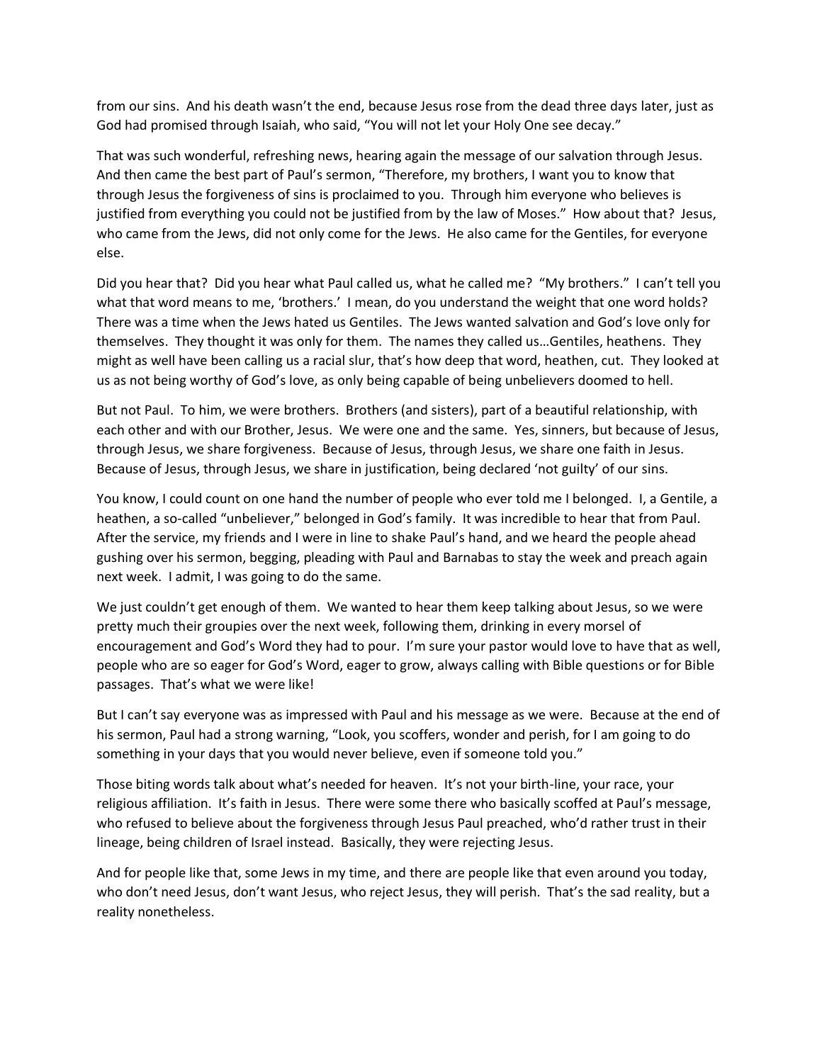from our sins. And his death wasn't the end, because Jesus rose from the dead three days later, just as God had promised through Isaiah, who said, "You will not let your Holy One see decay."

That was such wonderful, refreshing news, hearing again the message of our salvation through Jesus. And then came the best part of Paul's sermon, "Therefore, my brothers, I want you to know that through Jesus the forgiveness of sins is proclaimed to you. Through him everyone who believes is justified from everything you could not be justified from by the law of Moses." How about that? Jesus, who came from the Jews, did not only come for the Jews. He also came for the Gentiles, for everyone else.

Did you hear that? Did you hear what Paul called us, what he called me? "My brothers." I can't tell you what that word means to me, 'brothers.' I mean, do you understand the weight that one word holds? There was a time when the Jews hated us Gentiles. The Jews wanted salvation and God's love only for themselves. They thought it was only for them. The names they called us…Gentiles, heathens. They might as well have been calling us a racial slur, that's how deep that word, heathen, cut. They looked at us as not being worthy of God's love, as only being capable of being unbelievers doomed to hell.

But not Paul. To him, we were brothers. Brothers (and sisters), part of a beautiful relationship, with each other and with our Brother, Jesus. We were one and the same. Yes, sinners, but because of Jesus, through Jesus, we share forgiveness. Because of Jesus, through Jesus, we share one faith in Jesus. Because of Jesus, through Jesus, we share in justification, being declared 'not guilty' of our sins.

You know, I could count on one hand the number of people who ever told me I belonged. I, a Gentile, a heathen, a so-called "unbeliever," belonged in God's family. It was incredible to hear that from Paul. After the service, my friends and I were in line to shake Paul's hand, and we heard the people ahead gushing over his sermon, begging, pleading with Paul and Barnabas to stay the week and preach again next week. I admit, I was going to do the same.

We just couldn't get enough of them. We wanted to hear them keep talking about Jesus, so we were pretty much their groupies over the next week, following them, drinking in every morsel of encouragement and God's Word they had to pour. I'm sure your pastor would love to have that as well, people who are so eager for God's Word, eager to grow, always calling with Bible questions or for Bible passages. That's what we were like!

But I can't say everyone was as impressed with Paul and his message as we were. Because at the end of his sermon, Paul had a strong warning, "Look, you scoffers, wonder and perish, for I am going to do something in your days that you would never believe, even if someone told you."

Those biting words talk about what's needed for heaven. It's not your birth-line, your race, your religious affiliation. It's faith in Jesus. There were some there who basically scoffed at Paul's message, who refused to believe about the forgiveness through Jesus Paul preached, who'd rather trust in their lineage, being children of Israel instead. Basically, they were rejecting Jesus.

And for people like that, some Jews in my time, and there are people like that even around you today, who don't need Jesus, don't want Jesus, who reject Jesus, they will perish. That's the sad reality, but a reality nonetheless.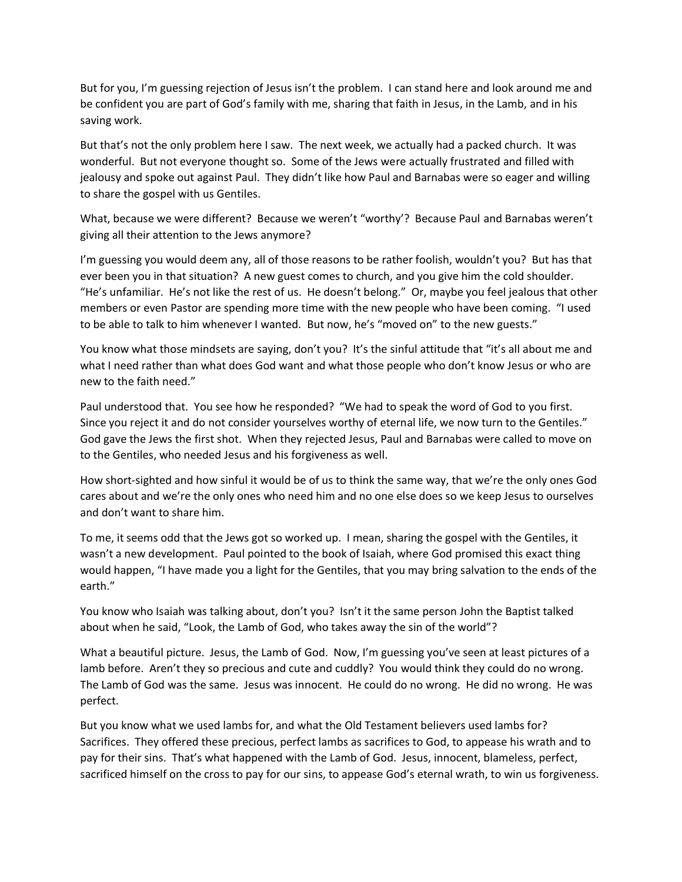But for you, I'm guessing rejection of Jesus isn't the problem. I can stand here and look around me and be confident you are part of God's family with me, sharing that faith in Jesus, in the Lamb, and in his saving work.

But that's not the only problem here I saw. The next week, we actually had a packed church. It was wonderful. But not everyone thought so. Some of the Jews were actually frustrated and filled with jealousy and spoke out against Paul. They didn't like how Paul and Barnabas were so eager and willing to share the gospel with us Gentiles.

What, because we were different? Because we weren't "worthy'? Because Paul and Barnabas weren't giving all their attention to the Jews anymore?

I'm guessing you would deem any, all of those reasons to be rather foolish, wouldn't you? But has that ever been you in that situation? A new guest comes to church, and you give him the cold shoulder. "He's unfamiliar. He's not like the rest of us. He doesn't belong." Or, maybe you feel jealous that other members or even Pastor are spending more time with the new people who have been coming. "I used to be able to talk to him whenever I wanted. But now, he's "moved on" to the new guests."

You know what those mindsets are saying, don't you? It's the sinful attitude that "it's all about me and what I need rather than what does God want and what those people who don't know Jesus or who are new to the faith need."

Paul understood that. You see how he responded? "We had to speak the word of God to you first. Since you reject it and do not consider yourselves worthy of eternal life, we now turn to the Gentiles." God gave the Jews the first shot. When they rejected Jesus, Paul and Barnabas were called to move on to the Gentiles, who needed Jesus and his forgiveness as well.

How short-sighted and how sinful it would be of us to think the same way, that we're the only ones God cares about and we're the only ones who need him and no one else does so we keep Jesus to ourselves and don't want to share him.

To me, it seems odd that the Jews got so worked up. I mean, sharing the gospel with the Gentiles, it wasn't a new development. Paul pointed to the book of Isaiah, where God promised this exact thing would happen, "I have made you a light for the Gentiles, that you may bring salvation to the ends of the earth."

You know who Isaiah was talking about, don't you? Isn't it the same person John the Baptist talked about when he said, "Look, the Lamb of God, who takes away the sin of the world"?

What a beautiful picture. Jesus, the Lamb of God. Now, I'm guessing you've seen at least pictures of a lamb before. Aren't they so precious and cute and cuddly? You would think they could do no wrong. The Lamb of God was the same. Jesus was innocent. He could do no wrong. He did no wrong. He was perfect.

But you know what we used lambs for, and what the Old Testament believers used lambs for? Sacrifices. They offered these precious, perfect lambs as sacrifices to God, to appease his wrath and to pay for their sins. That's what happened with the Lamb of God. Jesus, innocent, blameless, perfect, sacrificed himself on the cross to pay for our sins, to appease God's eternal wrath, to win us forgiveness.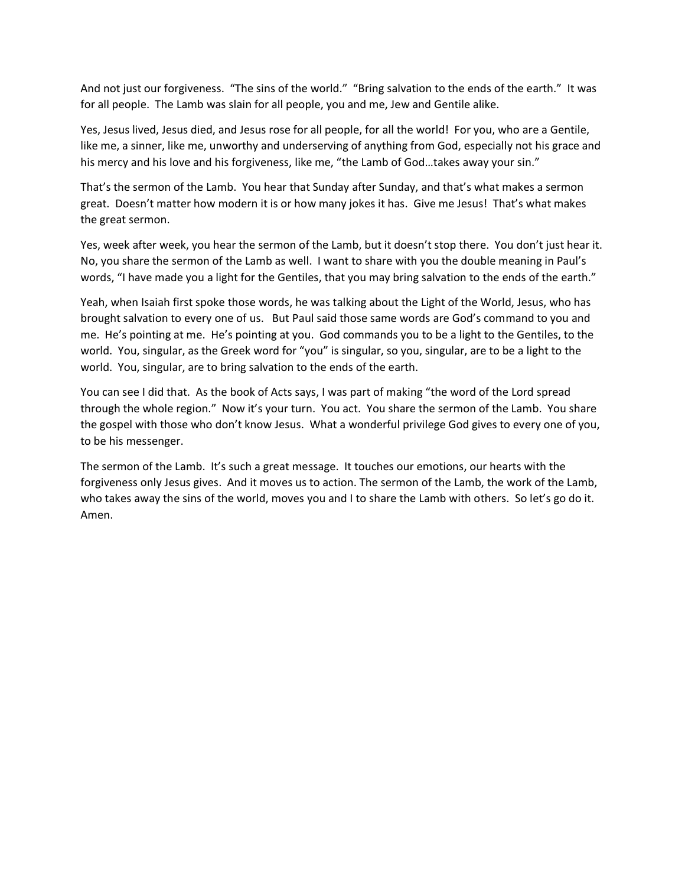And not just our forgiveness. "The sins of the world." "Bring salvation to the ends of the earth." It was for all people. The Lamb was slain for all people, you and me, Jew and Gentile alike.

Yes, Jesus lived, Jesus died, and Jesus rose for all people, for all the world! For you, who are a Gentile, like me, a sinner, like me, unworthy and underserving of anything from God, especially not his grace and his mercy and his love and his forgiveness, like me, "the Lamb of God…takes away your sin."

That's the sermon of the Lamb. You hear that Sunday after Sunday, and that's what makes a sermon great. Doesn't matter how modern it is or how many jokes it has. Give me Jesus! That's what makes the great sermon.

Yes, week after week, you hear the sermon of the Lamb, but it doesn't stop there. You don't just hear it. No, you share the sermon of the Lamb as well. I want to share with you the double meaning in Paul's words, "I have made you a light for the Gentiles, that you may bring salvation to the ends of the earth."

Yeah, when Isaiah first spoke those words, he was talking about the Light of the World, Jesus, who has brought salvation to every one of us. But Paul said those same words are God's command to you and me. He's pointing at me. He's pointing at you. God commands you to be a light to the Gentiles, to the world. You, singular, as the Greek word for "you" is singular, so you, singular, are to be a light to the world. You, singular, are to bring salvation to the ends of the earth.

You can see I did that. As the book of Acts says, I was part of making "the word of the Lord spread through the whole region." Now it's your turn. You act. You share the sermon of the Lamb. You share the gospel with those who don't know Jesus. What a wonderful privilege God gives to every one of you, to be his messenger.

The sermon of the Lamb. It's such a great message. It touches our emotions, our hearts with the forgiveness only Jesus gives. And it moves us to action. The sermon of the Lamb, the work of the Lamb, who takes away the sins of the world, moves you and I to share the Lamb with others. So let's go do it. Amen.